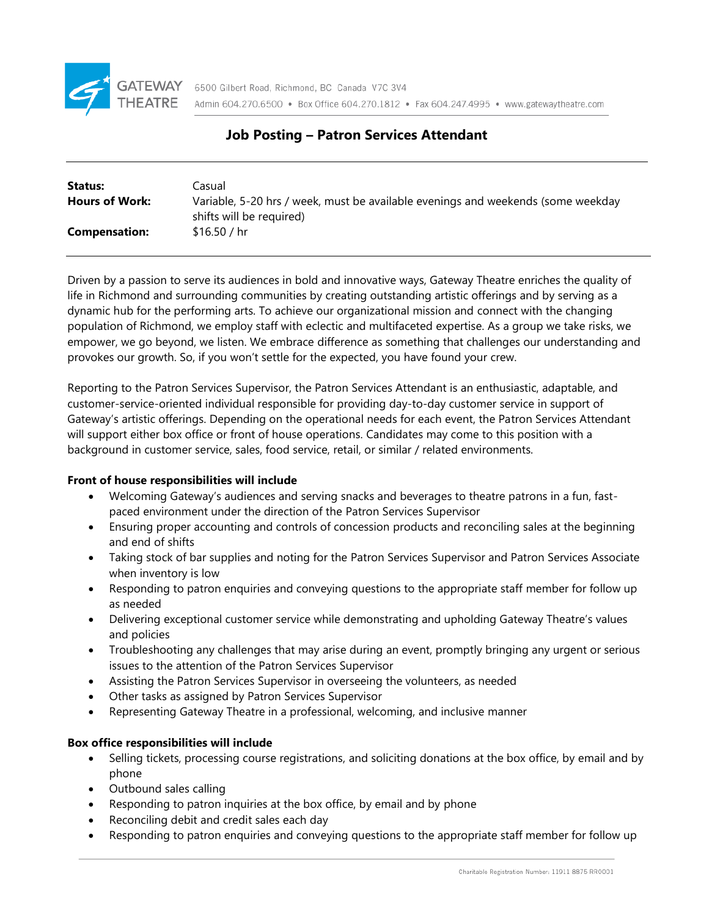GATEWAY THEATRE

6500 Gilbert Road, Richmond, BC Canada V7C 3V4
Admin 604.270.6500 • Box Office 604.270.1812 • Fax 604.247.4995 • www.gatewaytheatre.com

# Job Posting – Patron Services Attendant

| | |
|---|---|
| **Status:** | Casual |
| **Hours of Work:** | Variable, 5-20 hrs / week, must be available evenings and weekends (some weekday shifts will be required) |
| **Compensation:** | $16.50 / hr |

Driven by a passion to serve its audiences in bold and innovative ways, Gateway Theatre enriches the quality of life in Richmond and surrounding communities by creating outstanding artistic offerings and by serving as a dynamic hub for the performing arts. To achieve our organizational mission and connect with the changing population of Richmond, we employ staff with eclectic and multifaceted expertise. As a group we take risks, we empower, we go beyond, we listen. We embrace difference as something that challenges our understanding and provokes our growth. So, if you won't settle for the expected, you have found your crew.

Reporting to the Patron Services Supervisor, the Patron Services Attendant is an enthusiastic, adaptable, and customer-service-oriented individual responsible for providing day-to-day customer service in support of Gateway's artistic offerings. Depending on the operational needs for each event, the Patron Services Attendant will support either box office or front of house operations. Candidates may come to this position with a background in customer service, sales, food service, retail, or similar / related environments.

**Front of house responsibilities will include**

- Welcoming Gateway's audiences and serving snacks and beverages to theatre patrons in a fun, fast-paced environment under the direction of the Patron Services Supervisor
- Ensuring proper accounting and controls of concession products and reconciling sales at the beginning and end of shifts
- Taking stock of bar supplies and noting for the Patron Services Supervisor and Patron Services Associate when inventory is low
- Responding to patron enquiries and conveying questions to the appropriate staff member for follow up as needed
- Delivering exceptional customer service while demonstrating and upholding Gateway Theatre's values and policies
- Troubleshooting any challenges that may arise during an event, promptly bringing any urgent or serious issues to the attention of the Patron Services Supervisor
- Assisting the Patron Services Supervisor in overseeing the volunteers, as needed
- Other tasks as assigned by Patron Services Supervisor
- Representing Gateway Theatre in a professional, welcoming, and inclusive manner

**Box office responsibilities will include**

- Selling tickets, processing course registrations, and soliciting donations at the box office, by email and by phone
- Outbound sales calling
- Responding to patron inquiries at the box office, by email and by phone
- Reconciling debit and credit sales each day
- Responding to patron enquiries and conveying questions to the appropriate staff member for follow up

Charitable Registration Number: 11911 8875 RR0001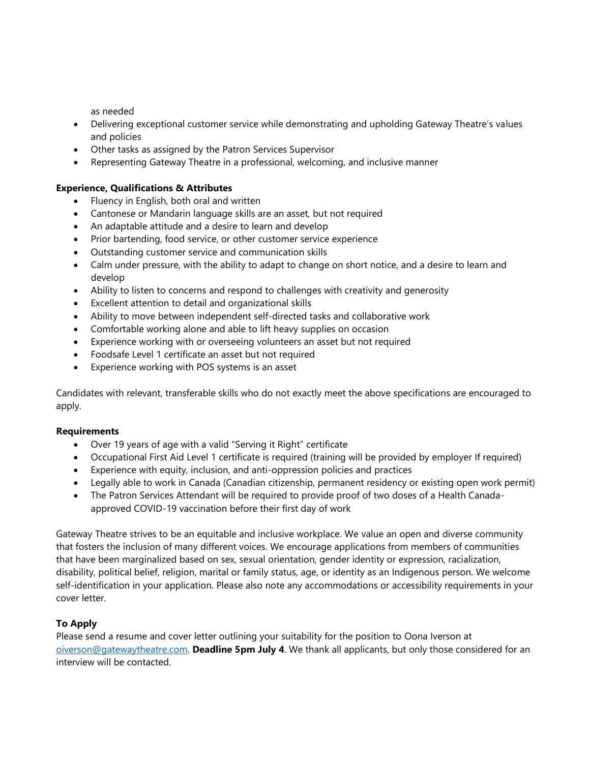as needed

- Delivering exceptional customer service while demonstrating and upholding Gateway Theatre's values and policies
- Other tasks as assigned by the Patron Services Supervisor
- Representing Gateway Theatre in a professional, welcoming, and inclusive manner

**Experience, Qualifications & Attributes**

- Fluency in English, both oral and written
- Cantonese or Mandarin language skills are an asset, but not required
- An adaptable attitude and a desire to learn and develop
- Prior bartending, food service, or other customer service experience
- Outstanding customer service and communication skills
- Calm under pressure, with the ability to adapt to change on short notice, and a desire to learn and develop
- Ability to listen to concerns and respond to challenges with creativity and generosity
- Excellent attention to detail and organizational skills
- Ability to move between independent self-directed tasks and collaborative work
- Comfortable working alone and able to lift heavy supplies on occasion
- Experience working with or overseeing volunteers an asset but not required
- Foodsafe Level 1 certificate an asset but not required
- Experience working with POS systems is an asset

Candidates with relevant, transferable skills who do not exactly meet the above specifications are encouraged to apply.

**Requirements**

- Over 19 years of age with a valid "Serving it Right" certificate
- Occupational First Aid Level 1 certificate is required (training will be provided by employer If required)
- Experience with equity, inclusion, and anti-oppression policies and practices
- Legally able to work in Canada (Canadian citizenship, permanent residency or existing open work permit)
- The Patron Services Attendant will be required to provide proof of two doses of a Health Canada-approved COVID-19 vaccination before their first day of work

Gateway Theatre strives to be an equitable and inclusive workplace. We value an open and diverse community that fosters the inclusion of many different voices. We encourage applications from members of communities that have been marginalized based on sex, sexual orientation, gender identity or expression, racialization, disability, political belief, religion, marital or family status, age, or identity as an Indigenous person. We welcome self-identification in your application. Please also note any accommodations or accessibility requirements in your cover letter.

**To Apply**

Please send a resume and cover letter outlining your suitability for the position to Oona Iverson at oiverson@gatewaytheatre.com. **Deadline 5pm July 4**. We thank all applicants, but only those considered for an interview will be contacted.